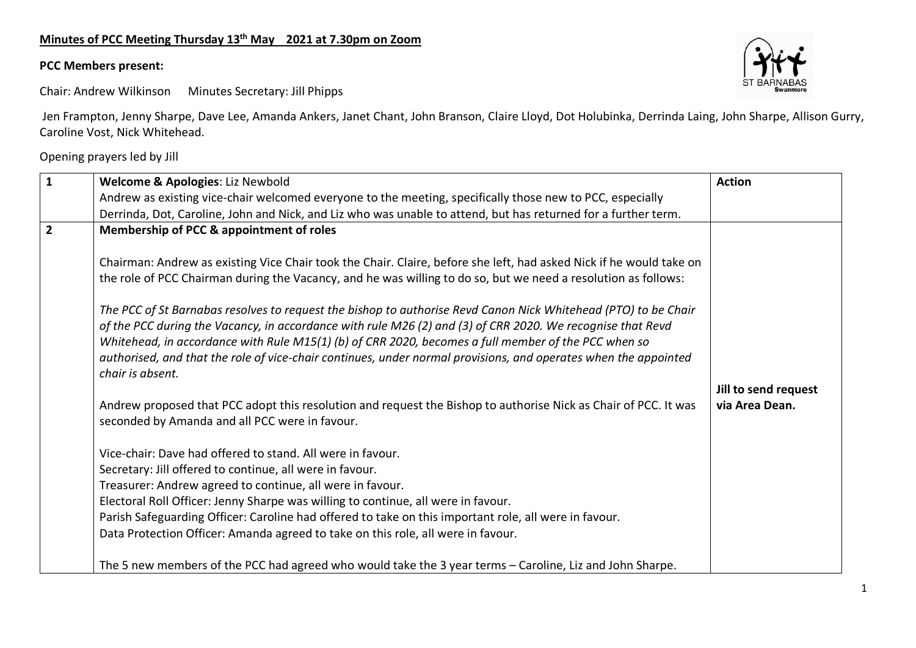**Minutes of PCC Meeting Thursday 13th May  2021 at 7.30pm on Zoom**

**PCC Members present:**

Chair: Andrew Wilkinson   Minutes Secretary: Jill Phipps

Jen Frampton, Jenny Sharpe, Dave Lee, Amanda Ankers, Janet Chant, John Branson, Claire Lloyd, Dot Holubinka, Derrinda Laing, John Sharpe, Allison Gurry, Caroline Vost, Nick Whitehead.

Opening prayers led by Jill

| | | **Action** |
|---|---|---|
| **1** | **Welcome & Apologies**: Liz Newbold<br>Andrew as existing vice-chair welcomed everyone to the meeting, specifically those new to PCC, especially Derrinda, Dot, Caroline, John and Nick, and Liz who was unable to attend, but has returned for a further term. | |
| **2** | **Membership of PCC & appointment of roles**<br><br>Chairman: Andrew as existing Vice Chair took the Chair. Claire, before she left, had asked Nick if he would take on the role of PCC Chairman during the Vacancy, and he was willing to do so, but we need a resolution as follows:<br><br>*The PCC of St Barnabas resolves to request the bishop to authorise Revd Canon Nick Whitehead (PTO) to be Chair of the PCC during the Vacancy, in accordance with rule M26 (2) and (3) of CRR 2020. We recognise that Revd Whitehead, in accordance with Rule M15(1) (b) of CRR 2020, becomes a full member of the PCC when so authorised, and that the role of vice-chair continues, under normal provisions, and operates when the appointed chair is absent.*<br><br>Andrew proposed that PCC adopt this resolution and request the Bishop to authorise Nick as Chair of PCC. It was seconded by Amanda and all PCC were in favour.<br><br>Vice-chair: Dave had offered to stand. All were in favour.<br>Secretary: Jill offered to continue, all were in favour.<br>Treasurer: Andrew agreed to continue, all were in favour.<br>Electoral Roll Officer: Jenny Sharpe was willing to continue, all were in favour.<br>Parish Safeguarding Officer: Caroline had offered to take on this important role, all were in favour.<br>Data Protection Officer: Amanda agreed to take on this role, all were in favour.<br><br>The 5 new members of the PCC had agreed who would take the 3 year terms – Caroline, Liz and John Sharpe. | **Jill to send request via Area Dean.** |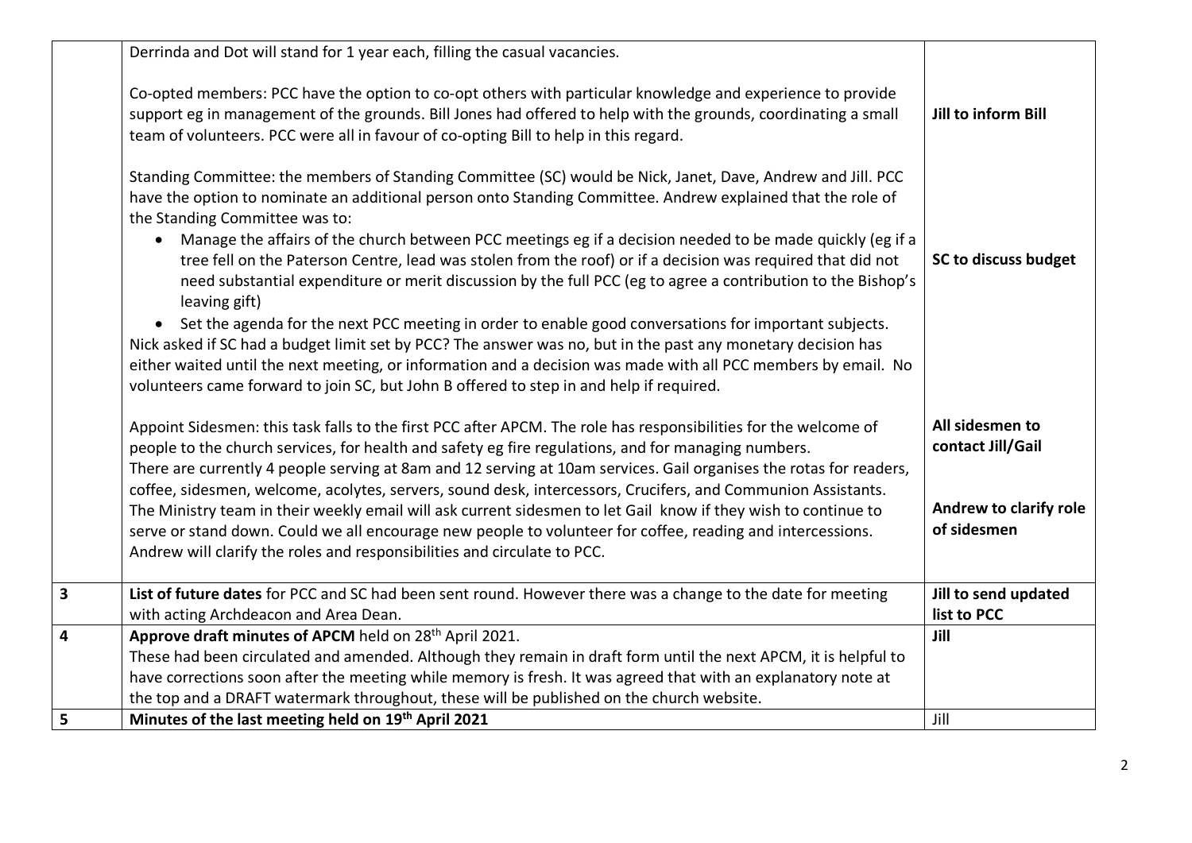| | | |
|---|---|---|
| | Derrinda and Dot will stand for 1 year each, filling the casual vacancies.<br><br>Co-opted members: PCC have the option to co-opt others with particular knowledge and experience to provide support eg in management of the grounds. Bill Jones had offered to help with the grounds, coordinating a small team of volunteers. PCC were all in favour of co-opting Bill to help in this regard.<br><br>Standing Committee: the members of Standing Committee (SC) would be Nick, Janet, Dave, Andrew and Jill. PCC have the option to nominate an additional person onto Standing Committee. Andrew explained that the role of the Standing Committee was to:<br>• Manage the affairs of the church between PCC meetings eg if a decision needed to be made quickly (eg if a tree fell on the Paterson Centre, lead was stolen from the roof) or if a decision was required that did not need substantial expenditure or merit discussion by the full PCC (eg to agree a contribution to the Bishop's leaving gift)<br>• Set the agenda for the next PCC meeting in order to enable good conversations for important subjects.<br>Nick asked if SC had a budget limit set by PCC? The answer was no, but in the past any monetary decision has either waited until the next meeting, or information and a decision was made with all PCC members by email. No volunteers came forward to join SC, but John B offered to step in and help if required.<br><br>Appoint Sidesmen: this task falls to the first PCC after APCM. The role has responsibilities for the welcome of people to the church services, for health and safety eg fire regulations, and for managing numbers.<br>There are currently 4 people serving at 8am and 12 serving at 10am services. Gail organises the rotas for readers, coffee, sidesmen, welcome, acolytes, servers, sound desk, intercessors, Crucifers, and Communion Assistants. The Ministry team in their weekly email will ask current sidesmen to let Gail know if they wish to continue to serve or stand down. Could we all encourage new people to volunteer for coffee, reading and intercessions. Andrew will clarify the roles and responsibilities and circulate to PCC. | **Jill to inform Bill**<br><br>**SC to discuss budget**<br><br>**All sidesmen to contact Jill/Gail**<br><br>**Andrew to clarify role of sidesmen** |
| **3** | **List of future dates** for PCC and SC had been sent round. However there was a change to the date for meeting with acting Archdeacon and Area Dean. | **Jill to send updated list to PCC** |
| **4** | **Approve draft minutes of APCM** held on 28th April 2021.<br>These had been circulated and amended. Although they remain in draft form until the next APCM, it is helpful to have corrections soon after the meeting while memory is fresh. It was agreed that with an explanatory note at the top and a DRAFT watermark throughout, these will be published on the church website. | **Jill** |
| **5** | **Minutes of the last meeting held on 19th April 2021** | Jill |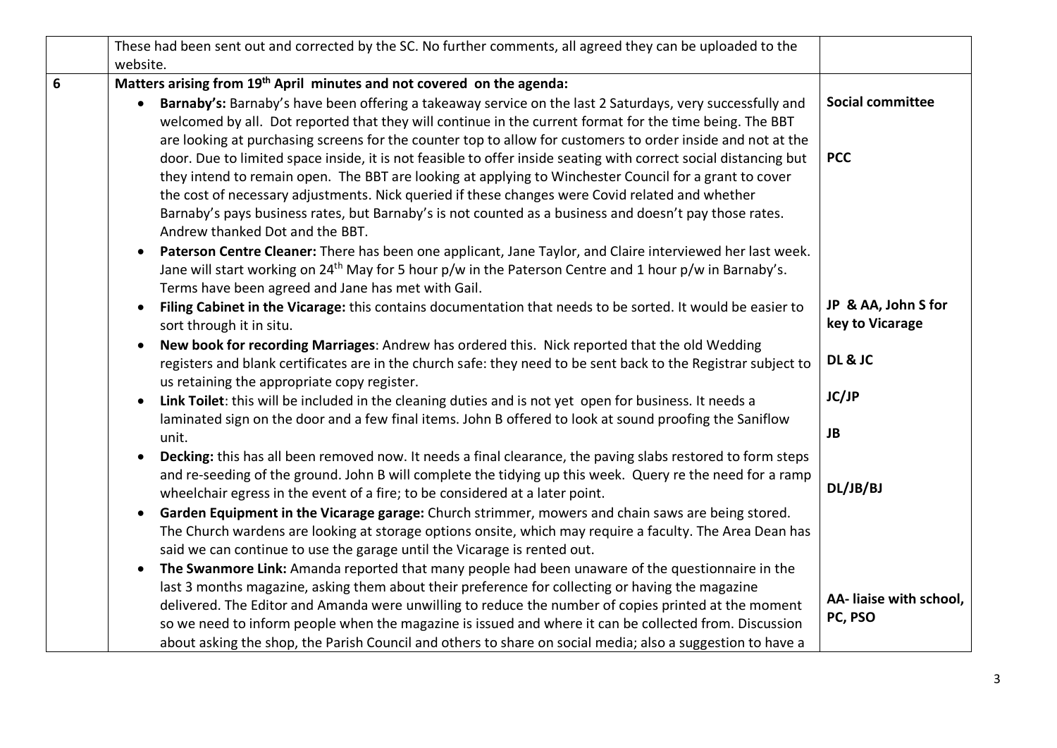| | | |
|---|---|---|
| | These had been sent out and corrected by the SC. No further comments, all agreed they can be uploaded to the website. | |
| 6 | **Matters arising from 19th April minutes and not covered on the agenda:** | |
| | • **Barnaby's:** Barnaby's have been offering a takeaway service on the last 2 Saturdays, very successfully and welcomed by all. Dot reported that they will continue in the current format for the time being. The BBT are looking at purchasing screens for the counter top to allow for customers to order inside and not at the door. Due to limited space inside, it is not feasible to offer inside seating with correct social distancing but they intend to remain open. The BBT are looking at applying to Winchester Council for a grant to cover the cost of necessary adjustments. Nick queried if these changes were Covid related and whether Barnaby's pays business rates, but Barnaby's is not counted as a business and doesn't pay those rates. Andrew thanked Dot and the BBT. | **Social committee**<br><br>**PCC** |
| | • **Paterson Centre Cleaner:** There has been one applicant, Jane Taylor, and Claire interviewed her last week. Jane will start working on 24th May for 5 hour p/w in the Paterson Centre and 1 hour p/w in Barnaby's. Terms have been agreed and Jane has met with Gail. | |
| | • **Filing Cabinet in the Vicarage:** this contains documentation that needs to be sorted. It would be easier to sort through it in situ. | **JP & AA, John S for key to Vicarage** |
| | • **New book for recording Marriages**: Andrew has ordered this. Nick reported that the old Wedding registers and blank certificates are in the church safe: they need to be sent back to the Registrar subject to us retaining the appropriate copy register. | **DL & JC** |
| | • **Link Toilet**: this will be included in the cleaning duties and is not yet open for business. It needs a laminated sign on the door and a few final items. John B offered to look at sound proofing the Saniflow unit. | **JC/JP**<br><br>**JB** |
| | • **Decking:** this has all been removed now. It needs a final clearance, the paving slabs restored to form steps and re-seeding of the ground. John B will complete the tidying up this week. Query re the need for a ramp wheelchair egress in the event of a fire; to be considered at a later point. | **DL/JB/BJ** |
| | • **Garden Equipment in the Vicarage garage:** Church strimmer, mowers and chain saws are being stored. The Church wardens are looking at storage options onsite, which may require a faculty. The Area Dean has said we can continue to use the garage until the Vicarage is rented out. | |
| | • **The Swanmore Link:** Amanda reported that many people had been unaware of the questionnaire in the last 3 months magazine, asking them about their preference for collecting or having the magazine delivered. The Editor and Amanda were unwilling to reduce the number of copies printed at the moment so we need to inform people when the magazine is issued and where it can be collected from. Discussion about asking the shop, the Parish Council and others to share on social media; also a suggestion to have a | **AA- liaise with school, PC, PSO** |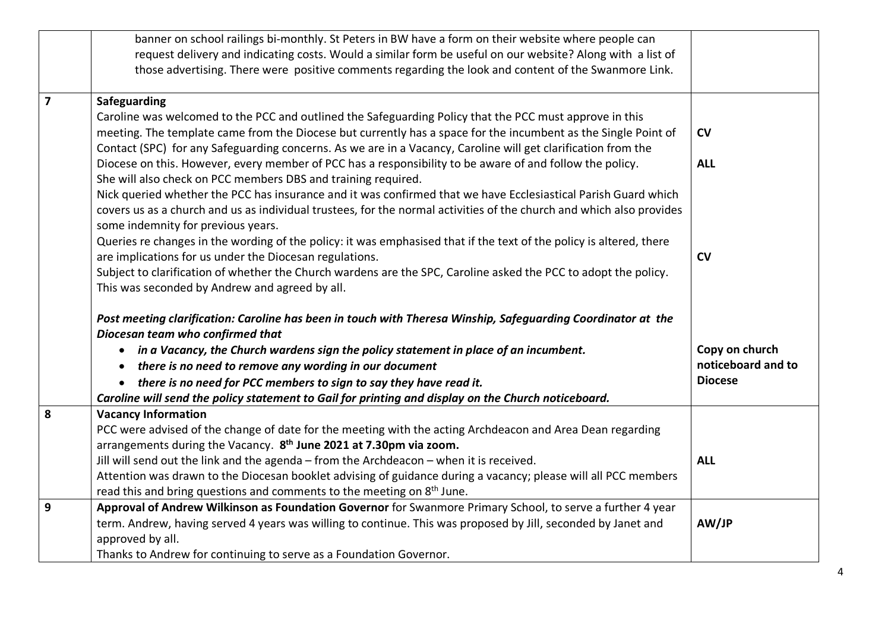| | | |
|---|---|---|
| | banner on school railings bi-monthly. St Peters in BW have a form on their website where people can request delivery and indicating costs. Would a similar form be useful on our website? Along with a list of those advertising. There were positive comments regarding the look and content of the Swanmore Link. | |
| **7** | **Safeguarding**<br>Caroline was welcomed to the PCC and outlined the Safeguarding Policy that the PCC must approve in this meeting. The template came from the Diocese but currently has a space for the incumbent as the Single Point of Contact (SPC) for any Safeguarding concerns. As we are in a Vacancy, Caroline will get clarification from the Diocese on this. However, every member of PCC has a responsibility to be aware of and follow the policy. She will also check on PCC members DBS and training required.<br>Nick queried whether the PCC has insurance and it was confirmed that we have Ecclesiastical Parish Guard which covers us as a church and us as individual trustees, for the normal activities of the church and which also provides some indemnity for previous years.<br>Queries re changes in the wording of the policy: it was emphasised that if the text of the policy is altered, there are implications for us under the Diocesan regulations.<br>Subject to clarification of whether the Church wardens are the SPC, Caroline asked the PCC to adopt the policy. This was seconded by Andrew and agreed by all.<br><br>***Post meeting clarification: Caroline has been in touch with Theresa Winship, Safeguarding Coordinator at the Diocesan team who confirmed that***<br>• ***in a Vacancy, the Church wardens sign the policy statement in place of an incumbent.***<br>• ***there is no need to remove any wording in our document***<br>• ***there is no need for PCC members to sign to say they have read it.***<br>***Caroline will send the policy statement to Gail for printing and display on the Church noticeboard.*** | **CV**<br><br>**ALL**<br><br>**CV**<br><br>**Copy on church noticeboard and to Diocese** |
| **8** | **Vacancy Information**<br>PCC were advised of the change of date for the meeting with the acting Archdeacon and Area Dean regarding arrangements during the Vacancy. **8th June 2021 at 7.30pm via zoom.**<br>Jill will send out the link and the agenda – from the Archdeacon – when it is received.<br>Attention was drawn to the Diocesan booklet advising of guidance during a vacancy; please will all PCC members read this and bring questions and comments to the meeting on 8th June. | **ALL** |
| **9** | **Approval of Andrew Wilkinson as Foundation Governor** for Swanmore Primary School, to serve a further 4 year term. Andrew, having served 4 years was willing to continue. This was proposed by Jill, seconded by Janet and approved by all.<br>Thanks to Andrew for continuing to serve as a Foundation Governor. | **AW/JP** |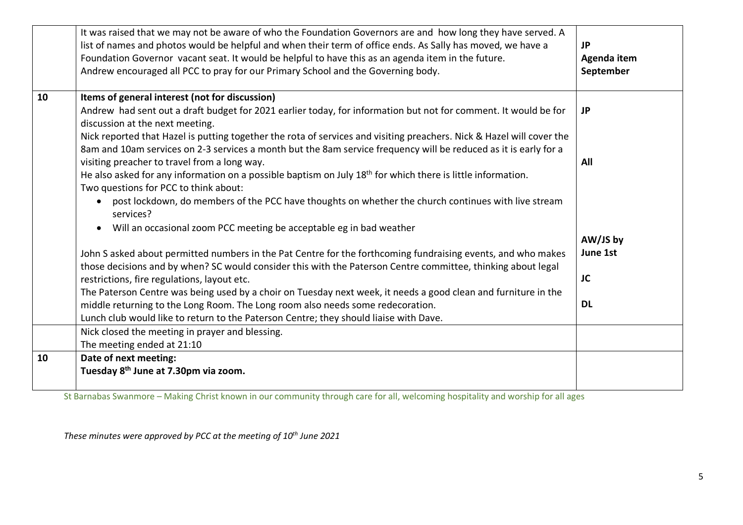| | | |
|---|---|---|
| | It was raised that we may not be aware of who the Foundation Governors are and how long they have served. A list of names and photos would be helpful and when their term of office ends. As Sally has moved, we have a Foundation Governor vacant seat. It would be helpful to have this as an agenda item in the future.<br>Andrew encouraged all PCC to pray for our Primary School and the Governing body. | **JP**<br>**Agenda item September** |
| **10** | **Items of general interest (not for discussion)**<br>Andrew had sent out a draft budget for 2021 earlier today, for information but not for comment. It would be for discussion at the next meeting.<br>Nick reported that Hazel is putting together the rota of services and visiting preachers. Nick & Hazel will cover the 8am and 10am services on 2-3 services a month but the 8am service frequency will be reduced as it is early for a visiting preacher to travel from a long way.<br>He also asked for any information on a possible baptism on July 18th for which there is little information.<br>Two questions for PCC to think about:<br>• post lockdown, do members of the PCC have thoughts on whether the church continues with live stream services?<br>• Will an occasional zoom PCC meeting be acceptable eg in bad weather<br><br>John S asked about permitted numbers in the Pat Centre for the forthcoming fundraising events, and who makes those decisions and by when? SC would consider this with the Paterson Centre committee, thinking about legal restrictions, fire regulations, layout etc.<br>The Paterson Centre was being used by a choir on Tuesday next week, it needs a good clean and furniture in the middle returning to the Long Room. The Long room also needs some redecoration.<br>Lunch club would like to return to the Paterson Centre; they should liaise with Dave. | **JP**<br><br>**All**<br><br>**AW/JS by June 1st**<br><br>**JC**<br><br>**DL** |
| | Nick closed the meeting in prayer and blessing.<br>The meeting ended at 21:10 | |
| **10** | **Date of next meeting:**<br>**Tuesday 8th June at 7.30pm via zoom.** | |

St Barnabas Swanmore – Making Christ known in our community through care for all, welcoming hospitality and worship for all ages

*These minutes were approved by PCC at the meeting of 10th June 2021*